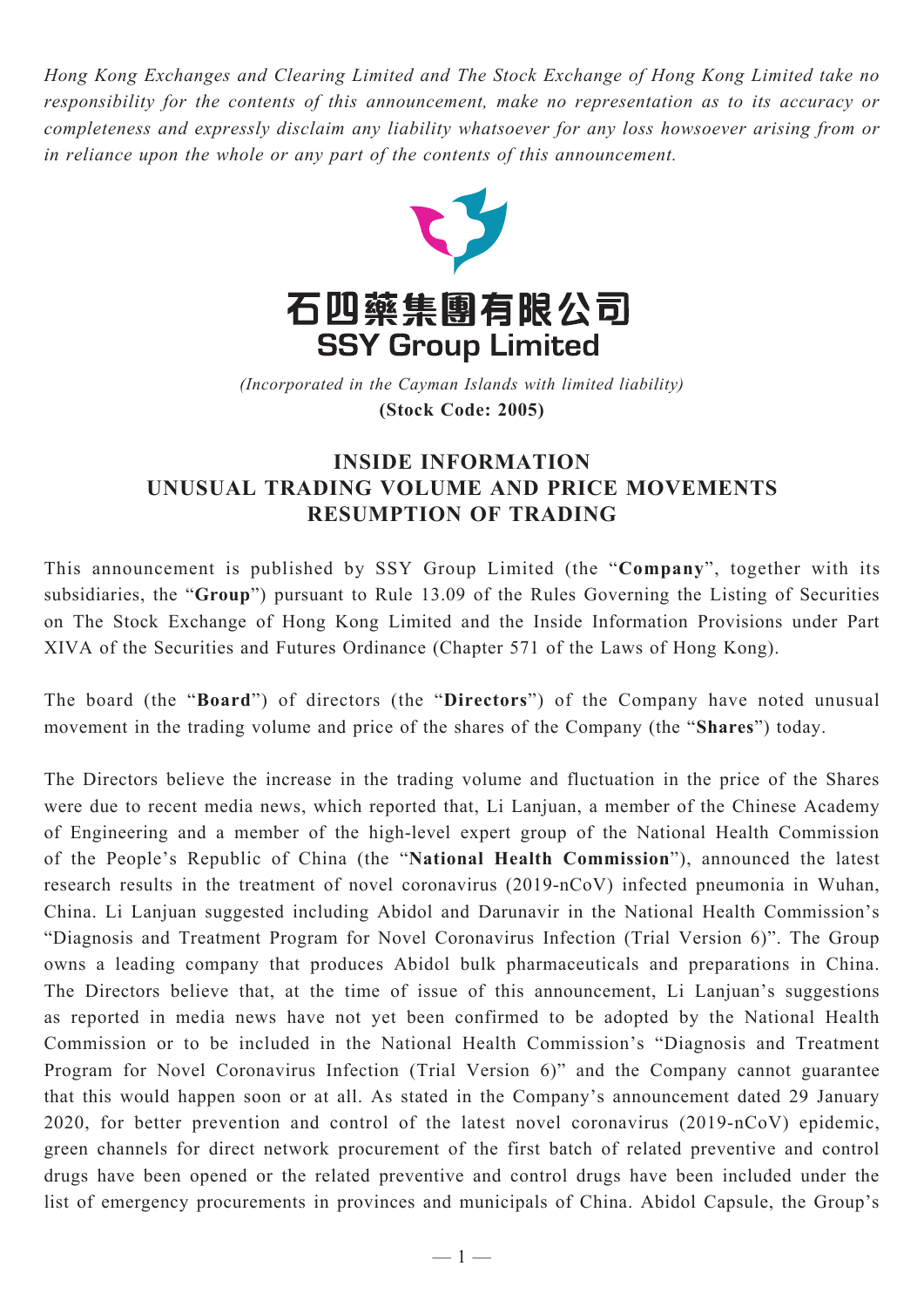*Hong Kong Exchanges and Clearing Limited and The Stock Exchange of Hong Kong Limited take no responsibility for the contents of this announcement, make no representation as to its accuracy or completeness and expressly disclaim any liability whatsoever for any loss howsoever arising from or in reliance upon the whole or any part of the contents of this announcement.*

# 石四藥集團有限公司
# SSY Group Limited

*(Incorporated in the Cayman Islands with limited liability)*
**(Stock Code: 2005)**

## INSIDE INFORMATION
## UNUSUAL TRADING VOLUME AND PRICE MOVEMENTS
## RESUMPTION OF TRADING

This announcement is published by SSY Group Limited (the "**Company**", together with its subsidiaries, the "**Group**") pursuant to Rule 13.09 of the Rules Governing the Listing of Securities on The Stock Exchange of Hong Kong Limited and the Inside Information Provisions under Part XIVA of the Securities and Futures Ordinance (Chapter 571 of the Laws of Hong Kong).

The board (the "**Board**") of directors (the "**Directors**") of the Company have noted unusual movement in the trading volume and price of the shares of the Company (the "**Shares**") today.

The Directors believe the increase in the trading volume and fluctuation in the price of the Shares were due to recent media news, which reported that, Li Lanjuan, a member of the Chinese Academy of Engineering and a member of the high-level expert group of the National Health Commission of the People's Republic of China (the "**National Health Commission**"), announced the latest research results in the treatment of novel coronavirus (2019-nCoV) infected pneumonia in Wuhan, China. Li Lanjuan suggested including Abidol and Darunavir in the National Health Commission's "Diagnosis and Treatment Program for Novel Coronavirus Infection (Trial Version 6)". The Group owns a leading company that produces Abidol bulk pharmaceuticals and preparations in China. The Directors believe that, at the time of issue of this announcement, Li Lanjuan's suggestions as reported in media news have not yet been confirmed to be adopted by the National Health Commission or to be included in the National Health Commission's "Diagnosis and Treatment Program for Novel Coronavirus Infection (Trial Version 6)" and the Company cannot guarantee that this would happen soon or at all. As stated in the Company's announcement dated 29 January 2020, for better prevention and control of the latest novel coronavirus (2019-nCoV) epidemic, green channels for direct network procurement of the first batch of related preventive and control drugs have been opened or the related preventive and control drugs have been included under the list of emergency procurements in provinces and municipals of China. Abidol Capsule, the Group's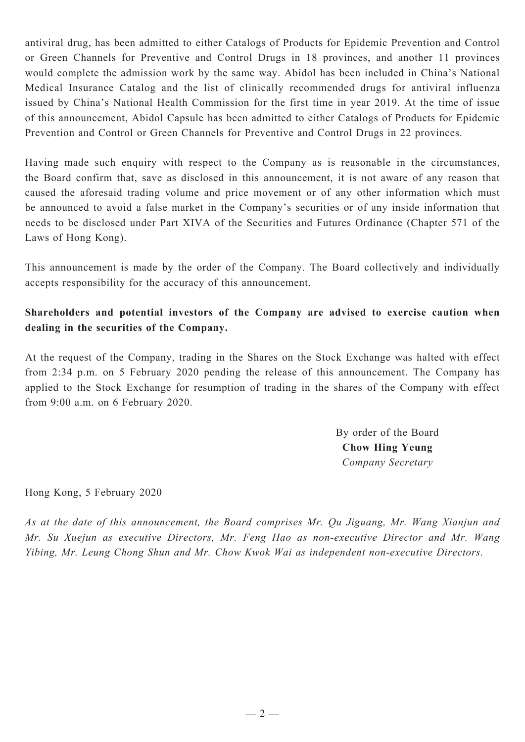antiviral drug, has been admitted to either Catalogs of Products for Epidemic Prevention and Control or Green Channels for Preventive and Control Drugs in 18 provinces, and another 11 provinces would complete the admission work by the same way. Abidol has been included in China's National Medical Insurance Catalog and the list of clinically recommended drugs for antiviral influenza issued by China's National Health Commission for the first time in year 2019. At the time of issue of this announcement, Abidol Capsule has been admitted to either Catalogs of Products for Epidemic Prevention and Control or Green Channels for Preventive and Control Drugs in 22 provinces.

Having made such enquiry with respect to the Company as is reasonable in the circumstances, the Board confirm that, save as disclosed in this announcement, it is not aware of any reason that caused the aforesaid trading volume and price movement or of any other information which must be announced to avoid a false market in the Company's securities or of any inside information that needs to be disclosed under Part XIVA of the Securities and Futures Ordinance (Chapter 571 of the Laws of Hong Kong).

This announcement is made by the order of the Company. The Board collectively and individually accepts responsibility for the accuracy of this announcement.

**Shareholders and potential investors of the Company are advised to exercise caution when dealing in the securities of the Company.**

At the request of the Company, trading in the Shares on the Stock Exchange was halted with effect from 2:34 p.m. on 5 February 2020 pending the release of this announcement. The Company has applied to the Stock Exchange for resumption of trading in the shares of the Company with effect from 9:00 a.m. on 6 February 2020.

By order of the Board
**Chow Hing Yeung**
*Company Secretary*

Hong Kong, 5 February 2020

*As at the date of this announcement, the Board comprises Mr. Qu Jiguang, Mr. Wang Xianjun and Mr. Su Xuejun as executive Directors, Mr. Feng Hao as non-executive Director and Mr. Wang Yibing, Mr. Leung Chong Shun and Mr. Chow Kwok Wai as independent non-executive Directors.*